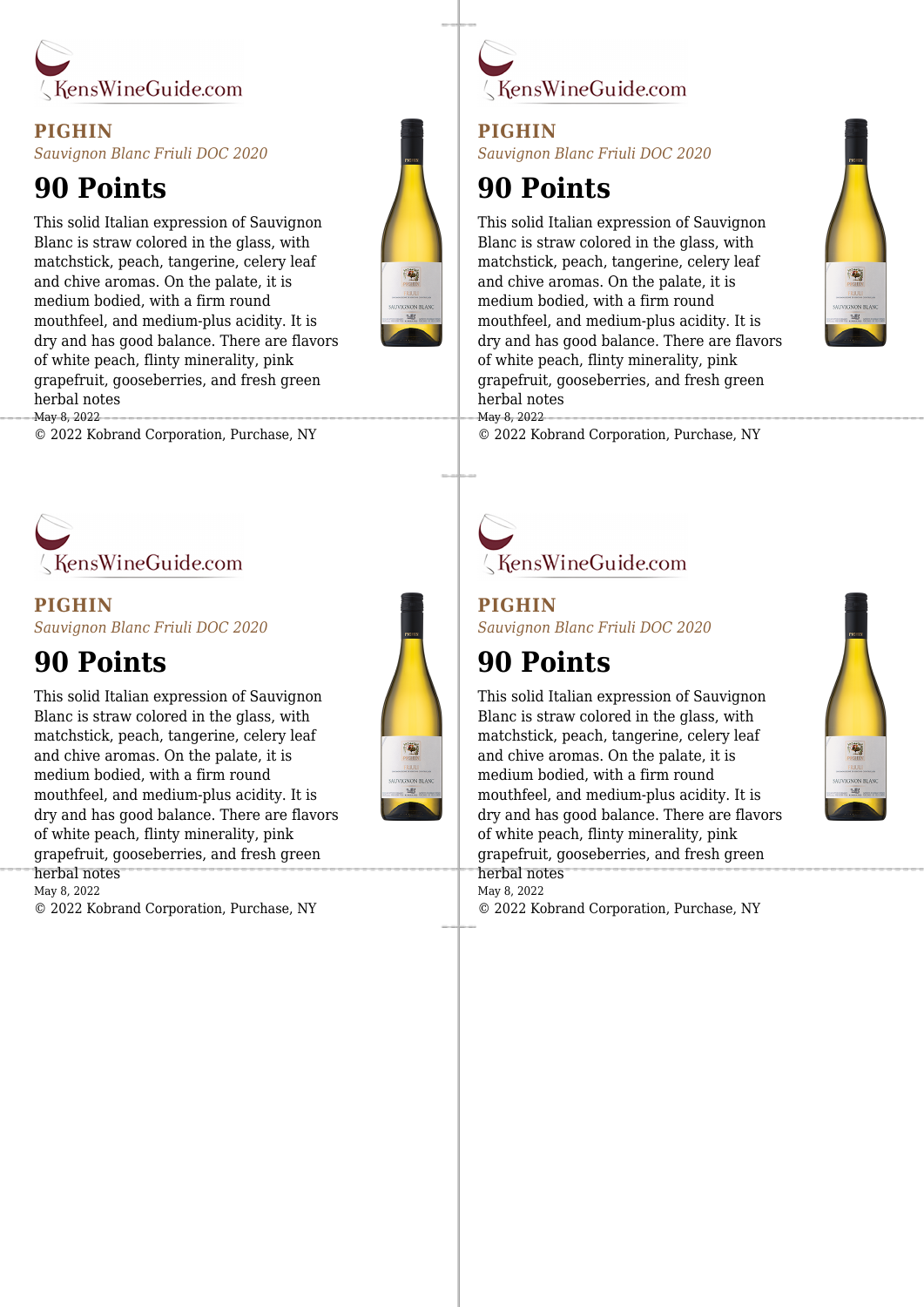KensWineGuide.com

**PIGHIN**

*Sauvignon Blanc Friuli DOC 2020*

# 90 Points

This solid Italian expression of Sauvignon Blanc is straw colored in the glass, with matchstick, peach, tangerine, celery leaf and chive aromas. On the palate, it is medium bodied, with a firm round mouthfeel, and medium-plus acidity. It is dry and has good balance. There are flavors of white peach, flinty minerality, pink grapefruit, gooseberries, and fresh green herbal notes

May 8, 2022

© 2022 Kobrand Corporation, Purchase, NY

---

KensWineGuide.com

**PIGHIN**

*Sauvignon Blanc Friuli DOC 2020*

# 90 Points

This solid Italian expression of Sauvignon Blanc is straw colored in the glass, with matchstick, peach, tangerine, celery leaf and chive aromas. On the palate, it is medium bodied, with a firm round mouthfeel, and medium-plus acidity. It is dry and has good balance. There are flavors of white peach, flinty minerality, pink grapefruit, gooseberries, and fresh green herbal notes

May 8, 2022

© 2022 Kobrand Corporation, Purchase, NY

---

KensWineGuide.com

**PIGHIN**

*Sauvignon Blanc Friuli DOC 2020*

# 90 Points

This solid Italian expression of Sauvignon Blanc is straw colored in the glass, with matchstick, peach, tangerine, celery leaf and chive aromas. On the palate, it is medium bodied, with a firm round mouthfeel, and medium-plus acidity. It is dry and has good balance. There are flavors of white peach, flinty minerality, pink grapefruit, gooseberries, and fresh green herbal notes

May 8, 2022

© 2022 Kobrand Corporation, Purchase, NY

---

KensWineGuide.com

**PIGHIN**

*Sauvignon Blanc Friuli DOC 2020*

# 90 Points

This solid Italian expression of Sauvignon Blanc is straw colored in the glass, with matchstick, peach, tangerine, celery leaf and chive aromas. On the palate, it is medium bodied, with a firm round mouthfeel, and medium-plus acidity. It is dry and has good balance. There are flavors of white peach, flinty minerality, pink grapefruit, gooseberries, and fresh green herbal notes

May 8, 2022

© 2022 Kobrand Corporation, Purchase, NY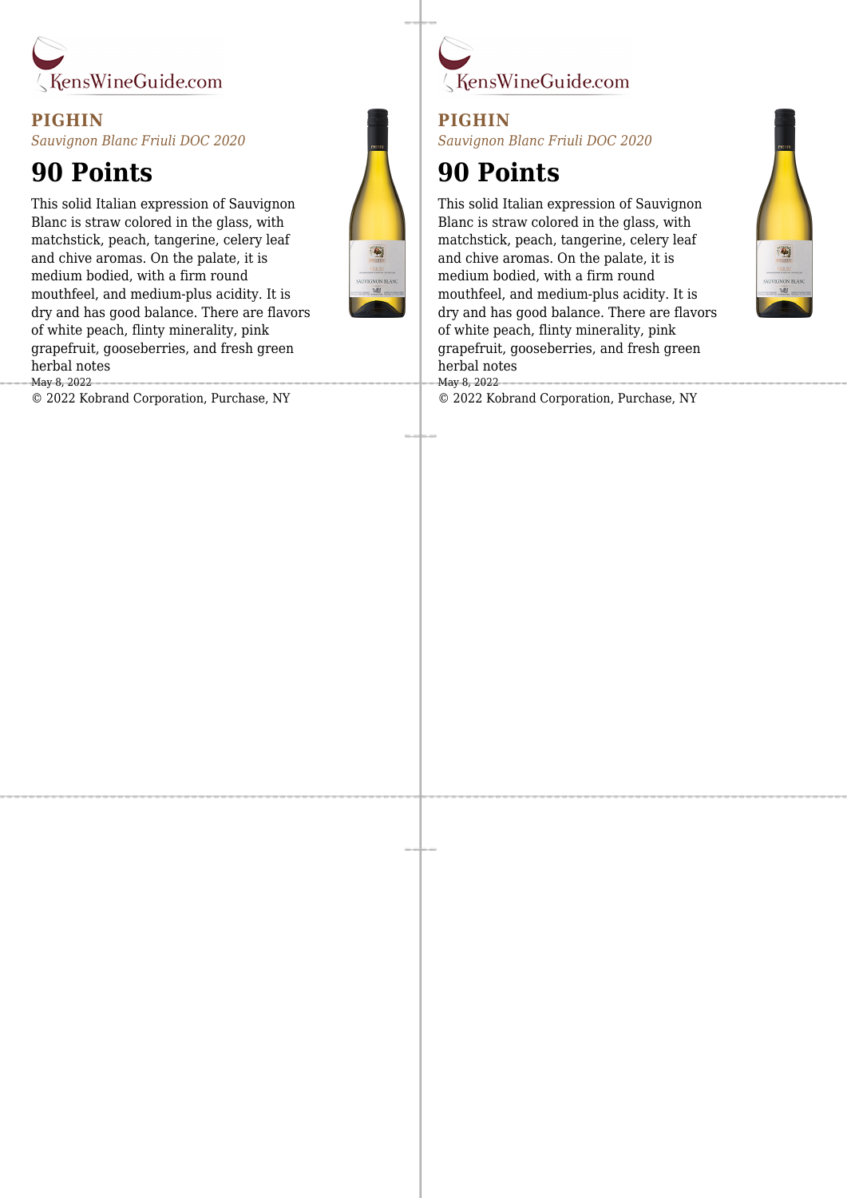KensWineGuide.com

**PIGHIN**

*Sauvignon Blanc Friuli DOC 2020*

# 90 Points

This solid Italian expression of Sauvignon Blanc is straw colored in the glass, with matchstick, peach, tangerine, celery leaf and chive aromas. On the palate, it is medium bodied, with a firm round mouthfeel, and medium-plus acidity. It is dry and has good balance. There are flavors of white peach, flinty minerality, pink grapefruit, gooseberries, and fresh green herbal notes

May 8, 2022

© 2022 Kobrand Corporation, Purchase, NY

KensWineGuide.com

**PIGHIN**

*Sauvignon Blanc Friuli DOC 2020*

# 90 Points

This solid Italian expression of Sauvignon Blanc is straw colored in the glass, with matchstick, peach, tangerine, celery leaf and chive aromas. On the palate, it is medium bodied, with a firm round mouthfeel, and medium-plus acidity. It is dry and has good balance. There are flavors of white peach, flinty minerality, pink grapefruit, gooseberries, and fresh green herbal notes

May 8, 2022

© 2022 Kobrand Corporation, Purchase, NY